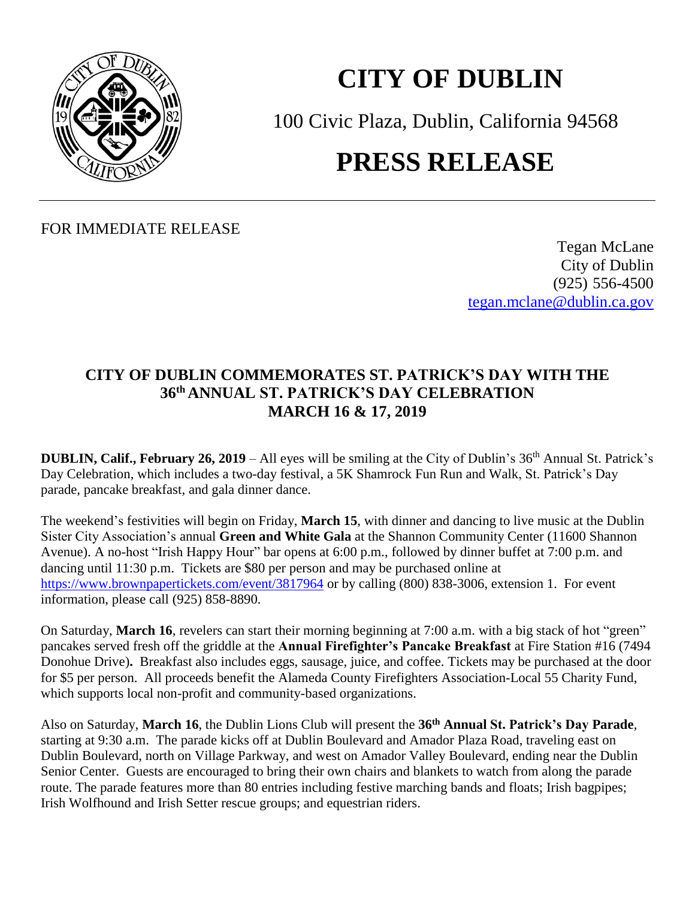# CITY OF DUBLIN

100 Civic Plaza, Dublin, California 94568

# PRESS RELEASE

FOR IMMEDIATE RELEASE

Tegan McLane
City of Dublin
(925) 556-4500
tegan.mclane@dublin.ca.gov

## CITY OF DUBLIN COMMEMORATES ST. PATRICK'S DAY WITH THE 36th ANNUAL ST. PATRICK'S DAY CELEBRATION MARCH 16 & 17, 2019

**DUBLIN, Calif., February 26, 2019** – All eyes will be smiling at the City of Dublin's 36th Annual St. Patrick's Day Celebration, which includes a two-day festival, a 5K Shamrock Fun Run and Walk, St. Patrick's Day parade, pancake breakfast, and gala dinner dance.

The weekend's festivities will begin on Friday, **March 15**, with dinner and dancing to live music at the Dublin Sister City Association's annual **Green and White Gala** at the Shannon Community Center (11600 Shannon Avenue). A no-host "Irish Happy Hour" bar opens at 6:00 p.m., followed by dinner buffet at 7:00 p.m. and dancing until 11:30 p.m. Tickets are $80 per person and may be purchased online at https://www.brownpapertickets.com/event/3817964 or by calling (800) 838-3006, extension 1. For event information, please call (925) 858-8890.

On Saturday, **March 16**, revelers can start their morning beginning at 7:00 a.m. with a big stack of hot "green" pancakes served fresh off the griddle at the **Annual Firefighter's Pancake Breakfast** at Fire Station #16 (7494 Donohue Drive)**.** Breakfast also includes eggs, sausage, juice, and coffee. Tickets may be purchased at the door for $5 per person. All proceeds benefit the Alameda County Firefighters Association-Local 55 Charity Fund, which supports local non-profit and community-based organizations.

Also on Saturday, **March 16**, the Dublin Lions Club will present the **36th Annual St. Patrick's Day Parade**, starting at 9:30 a.m. The parade kicks off at Dublin Boulevard and Amador Plaza Road, traveling east on Dublin Boulevard, north on Village Parkway, and west on Amador Valley Boulevard, ending near the Dublin Senior Center. Guests are encouraged to bring their own chairs and blankets to watch from along the parade route. The parade features more than 80 entries including festive marching bands and floats; Irish bagpipes; Irish Wolfhound and Irish Setter rescue groups; and equestrian riders.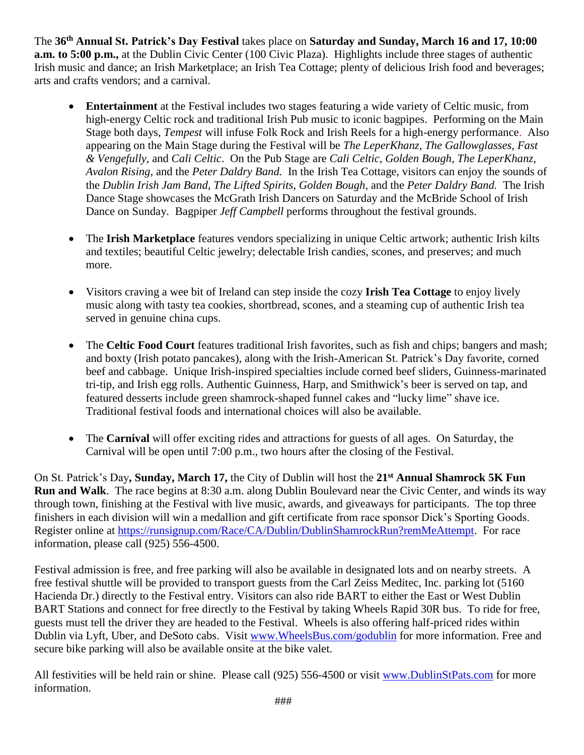The **36th Annual St. Patrick's Day Festival** takes place on **Saturday and Sunday, March 16 and 17, 10:00 a.m. to 5:00 p.m.,** at the Dublin Civic Center (100 Civic Plaza). Highlights include three stages of authentic Irish music and dance; an Irish Marketplace; an Irish Tea Cottage; plenty of delicious Irish food and beverages; arts and crafts vendors; and a carnival.

- **Entertainment** at the Festival includes two stages featuring a wide variety of Celtic music, from high-energy Celtic rock and traditional Irish Pub music to iconic bagpipes. Performing on the Main Stage both days, *Tempest* will infuse Folk Rock and Irish Reels for a high-energy performance. Also appearing on the Main Stage during the Festival will be *The LeperKhanz, The Gallowglasses, Fast & Vengefully,* and *Cali Celtic*. On the Pub Stage are *Cali Celtic, Golden Bough, The LeperKhanz, Avalon Rising*, and the *Peter Daldry Band.* In the Irish Tea Cottage, visitors can enjoy the sounds of the *Dublin Irish Jam Band, The Lifted Spirits, Golden Bough,* and the *Peter Daldry Band.* The Irish Dance Stage showcases the McGrath Irish Dancers on Saturday and the McBride School of Irish Dance on Sunday. Bagpiper *Jeff Campbell* performs throughout the festival grounds.

- The **Irish Marketplace** features vendors specializing in unique Celtic artwork; authentic Irish kilts and textiles; beautiful Celtic jewelry; delectable Irish candies, scones, and preserves; and much more.

- Visitors craving a wee bit of Ireland can step inside the cozy **Irish Tea Cottage** to enjoy lively music along with tasty tea cookies, shortbread, scones, and a steaming cup of authentic Irish tea served in genuine china cups.

- The **Celtic Food Court** features traditional Irish favorites, such as fish and chips; bangers and mash; and boxty (Irish potato pancakes), along with the Irish-American St. Patrick's Day favorite, corned beef and cabbage. Unique Irish-inspired specialties include corned beef sliders, Guinness-marinated tri-tip, and Irish egg rolls. Authentic Guinness, Harp, and Smithwick's beer is served on tap, and featured desserts include green shamrock-shaped funnel cakes and "lucky lime" shave ice. Traditional festival foods and international choices will also be available.

- The **Carnival** will offer exciting rides and attractions for guests of all ages. On Saturday, the Carnival will be open until 7:00 p.m., two hours after the closing of the Festival.

On St. Patrick's Day**, Sunday, March 17,** the City of Dublin will host the **21st Annual Shamrock 5K Fun Run and Walk**. The race begins at 8:30 a.m. along Dublin Boulevard near the Civic Center, and winds its way through town, finishing at the Festival with live music, awards, and giveaways for participants. The top three finishers in each division will win a medallion and gift certificate from race sponsor Dick's Sporting Goods. Register online at https://runsignup.com/Race/CA/Dublin/DublinShamrockRun?remMeAttempt. For race information, please call (925) 556-4500.

Festival admission is free, and free parking will also be available in designated lots and on nearby streets. A free festival shuttle will be provided to transport guests from the Carl Zeiss Meditec, Inc. parking lot (5160 Hacienda Dr.) directly to the Festival entry. Visitors can also ride BART to either the East or West Dublin BART Stations and connect for free directly to the Festival by taking Wheels Rapid 30R bus. To ride for free, guests must tell the driver they are headed to the Festival. Wheels is also offering half-priced rides within Dublin via Lyft, Uber, and DeSoto cabs. Visit www.WheelsBus.com/godublin for more information. Free and secure bike parking will also be available onsite at the bike valet.

All festivities will be held rain or shine. Please call (925) 556-4500 or visit www.DublinStPats.com for more information.

###